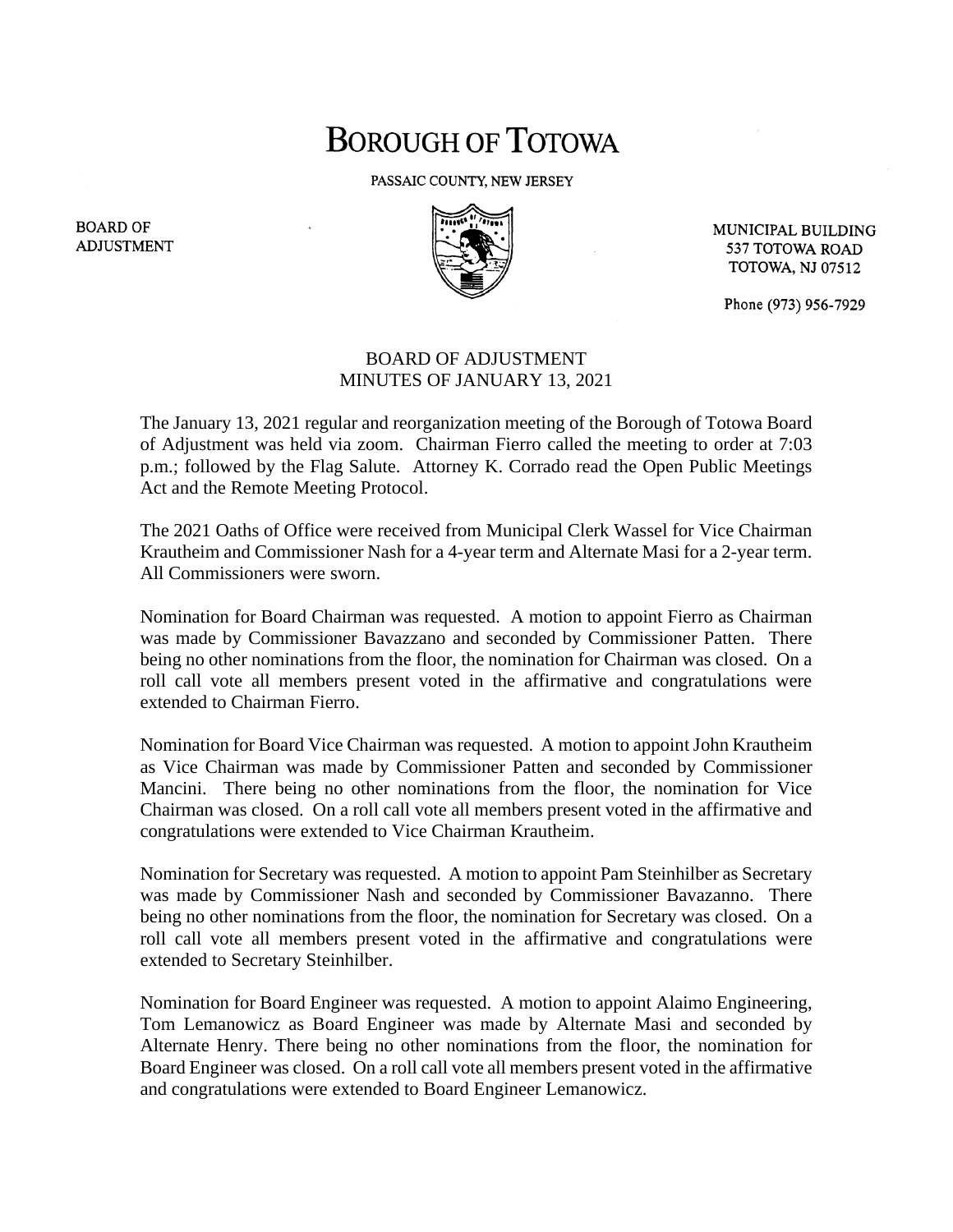# BOROUGH OF TOTOWA

PASSAIC COUNTY, NEW JERSEY

BOARD OF ADJUSTMENT

MUNICIPAL BUILDING
537 TOTOWA ROAD
TOTOWA, NJ 07512

Phone (973) 956-7929

## BOARD OF ADJUSTMENT
## MINUTES OF JANUARY 13, 2021

The January 13, 2021 regular and reorganization meeting of the Borough of Totowa Board of Adjustment was held via zoom. Chairman Fierro called the meeting to order at 7:03 p.m.; followed by the Flag Salute. Attorney K. Corrado read the Open Public Meetings Act and the Remote Meeting Protocol.

The 2021 Oaths of Office were received from Municipal Clerk Wassel for Vice Chairman Krautheim and Commissioner Nash for a 4-year term and Alternate Masi for a 2-year term. All Commissioners were sworn.

Nomination for Board Chairman was requested. A motion to appoint Fierro as Chairman was made by Commissioner Bavazzano and seconded by Commissioner Patten. There being no other nominations from the floor, the nomination for Chairman was closed. On a roll call vote all members present voted in the affirmative and congratulations were extended to Chairman Fierro.

Nomination for Board Vice Chairman was requested. A motion to appoint John Krautheim as Vice Chairman was made by Commissioner Patten and seconded by Commissioner Mancini. There being no other nominations from the floor, the nomination for Vice Chairman was closed. On a roll call vote all members present voted in the affirmative and congratulations were extended to Vice Chairman Krautheim.

Nomination for Secretary was requested. A motion to appoint Pam Steinhilber as Secretary was made by Commissioner Nash and seconded by Commissioner Bavazanno. There being no other nominations from the floor, the nomination for Secretary was closed. On a roll call vote all members present voted in the affirmative and congratulations were extended to Secretary Steinhilber.

Nomination for Board Engineer was requested. A motion to appoint Alaimo Engineering, Tom Lemanowicz as Board Engineer was made by Alternate Masi and seconded by Alternate Henry. There being no other nominations from the floor, the nomination for Board Engineer was closed. On a roll call vote all members present voted in the affirmative and congratulations were extended to Board Engineer Lemanowicz.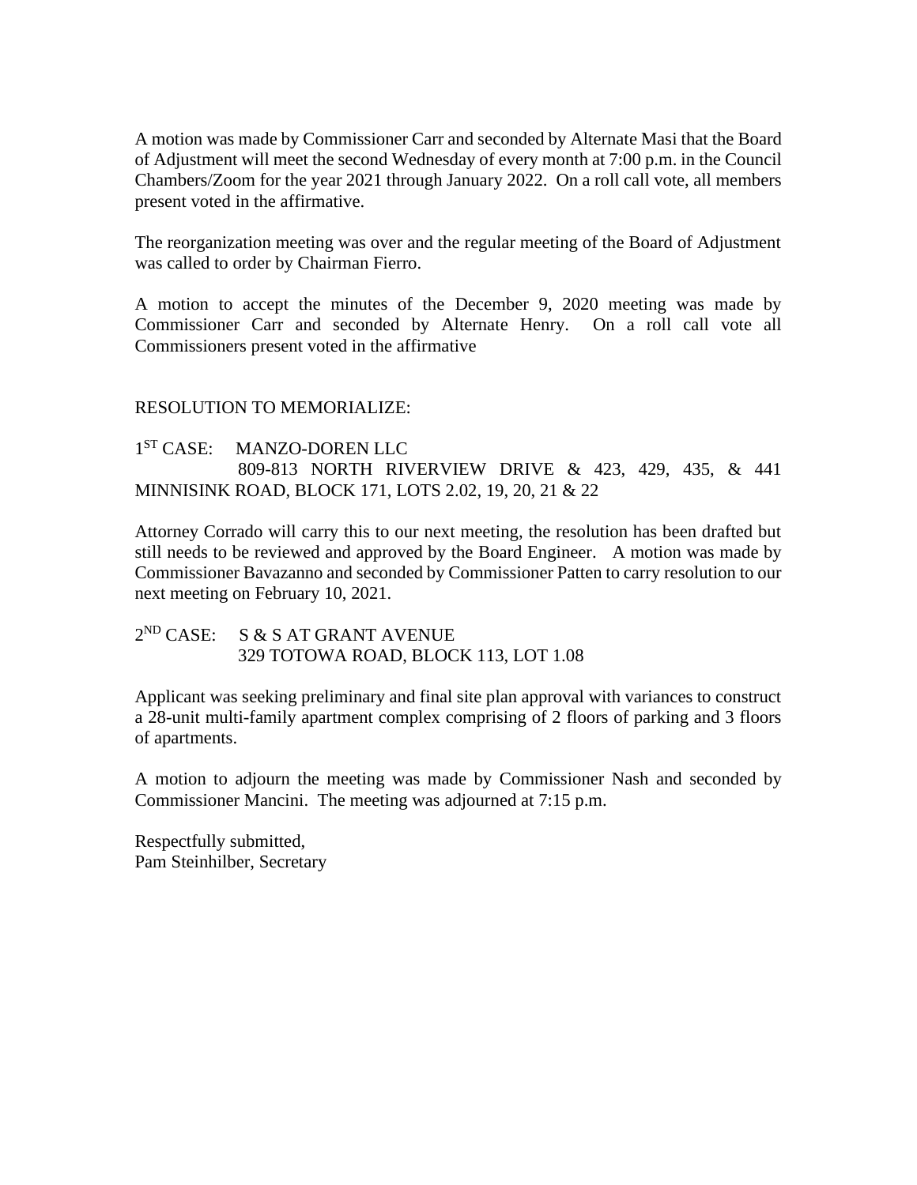A motion was made by Commissioner Carr and seconded by Alternate Masi that the Board of Adjustment will meet the second Wednesday of every month at 7:00 p.m. in the Council Chambers/Zoom for the year 2021 through January 2022. On a roll call vote, all members present voted in the affirmative.

The reorganization meeting was over and the regular meeting of the Board of Adjustment was called to order by Chairman Fierro.

A motion to accept the minutes of the December 9, 2020 meeting was made by Commissioner Carr and seconded by Alternate Henry. On a roll call vote all Commissioners present voted in the affirmative

RESOLUTION TO MEMORIALIZE:

1ST CASE: MANZO-DOREN LLC
809-813 NORTH RIVERVIEW DRIVE & 423, 429, 435, & 441 MINNISINK ROAD, BLOCK 171, LOTS 2.02, 19, 20, 21 & 22

Attorney Corrado will carry this to our next meeting, the resolution has been drafted but still needs to be reviewed and approved by the Board Engineer. A motion was made by Commissioner Bavazanno and seconded by Commissioner Patten to carry resolution to our next meeting on February 10, 2021.

2ND CASE: S & S AT GRANT AVENUE
329 TOTOWA ROAD, BLOCK 113, LOT 1.08

Applicant was seeking preliminary and final site plan approval with variances to construct a 28-unit multi-family apartment complex comprising of 2 floors of parking and 3 floors of apartments.

A motion to adjourn the meeting was made by Commissioner Nash and seconded by Commissioner Mancini. The meeting was adjourned at 7:15 p.m.

Respectfully submitted,
Pam Steinhilber, Secretary